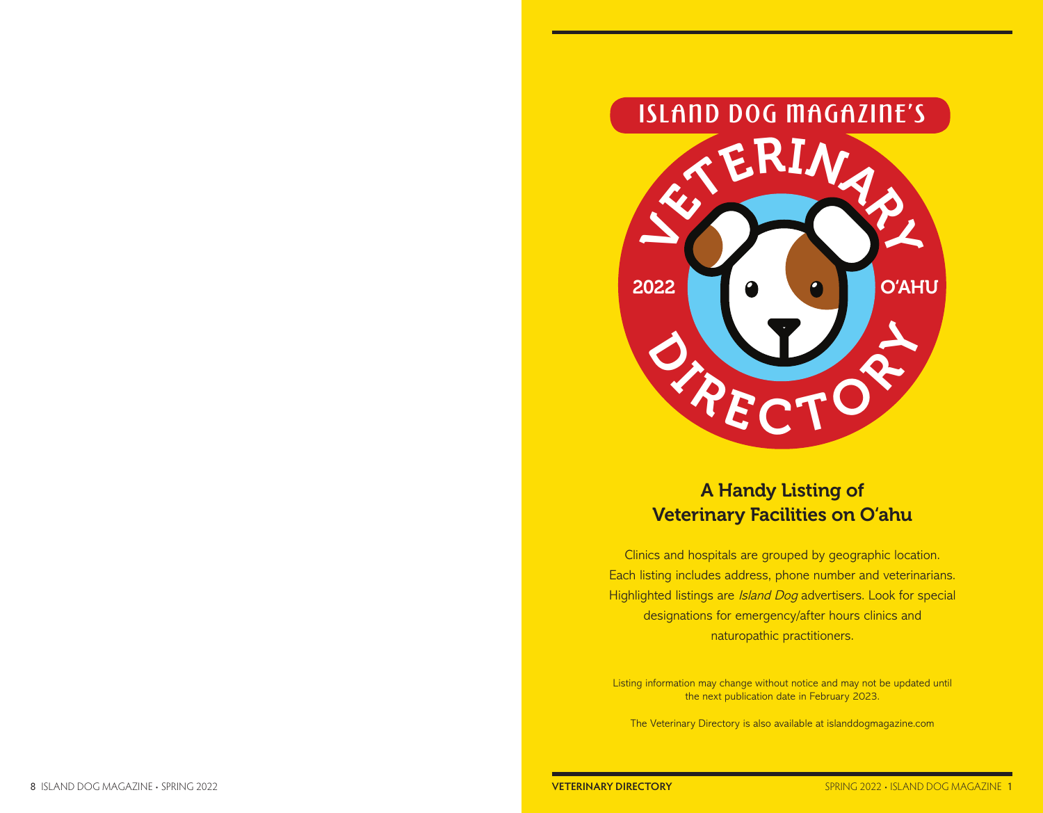# ISLAND DOG MAGAZINE'S VETERINARY DIRECTORY

2022 O'AHU

## A Handy Listing of Veterinary Facilities on O'ahu

Clinics and hospitals are grouped by geographic location. Each listing includes address, phone number and veterinarians. Highlighted listings are *Island Dog* advertisers. Look for special designations for emergency/after hours clinics and naturopathic practitioners.

Listing information may change without notice and may not be updated until the next publication date in February 2023.

The Veterinary Directory is also available at islanddogmagazine.com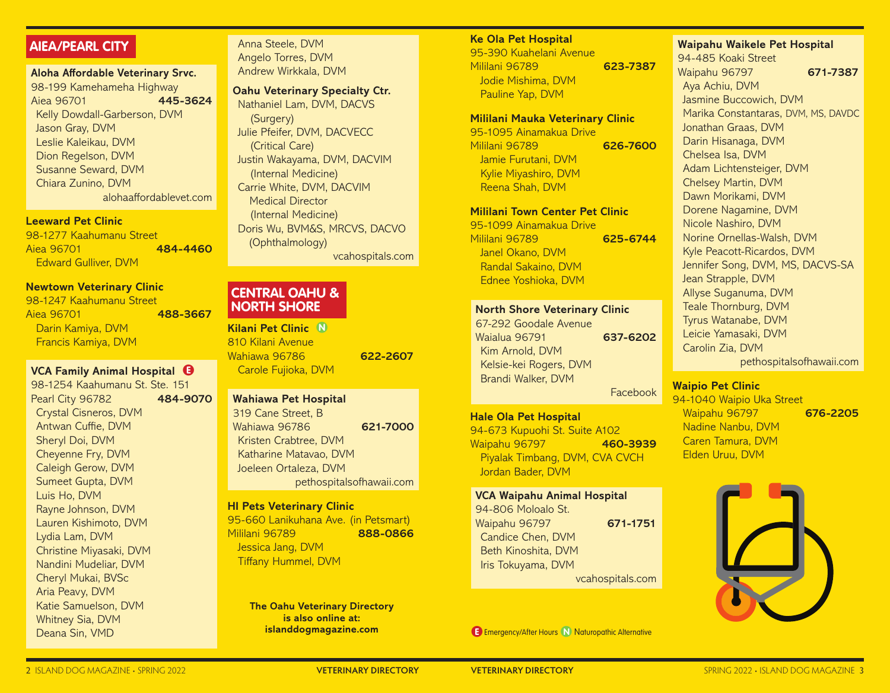## AIEA/PEARL CITY

**Aloha Affordable Veterinary Srvc.**
98-199 Kamehameha Highway
Aiea 96701 **445-3624**
Kelly Dowdall-Garberson, DVM
Jason Gray, DVM
Leslie Kaleikau, DVM
Dion Regelson, DVM
Susanne Seward, DVM
Chiara Zunino, DVM
alohaaffordablevet.com

**Leeward Pet Clinic**
98-1277 Kaahumanu Street
Aiea 96701 **484-4460**
Edward Gulliver, DVM

**Newtown Veterinary Clinic**
98-1247 Kaahumanu Street
Aiea 96701 **488-3667**
Darin Kamiya, DVM
Francis Kamiya, DVM

**VCA Family Animal Hospital** (E)
98-1254 Kaahumanu St. Ste. 151
Pearl City 96782 **484-9070**
Crystal Cisneros, DVM
Antwan Cuffie, DVM
Sheryl Doi, DVM
Cheyenne Fry, DVM
Caleigh Gerow, DVM
Sumeet Gupta, DVM
Luis Ho, DVM
Rayne Johnson, DVM
Lauren Kishimoto, DVM
Lydia Lam, DVM
Christine Miyasaki, DVM
Nandini Mudeliar, DVM
Cheryl Mukai, BVSc
Aria Peavy, DVM
Katie Samuelson, DVM
Whitney Sia, DVM
Deana Sin, VMD
Anna Steele, DVM
Angelo Torres, DVM
Andrew Wirkkala, DVM

**Oahu Veterinary Specialty Ctr.**
Nathaniel Lam, DVM, DACVS (Surgery)
Julie Pfeifer, DVM, DACVECC (Critical Care)
Justin Wakayama, DVM, DACVIM (Internal Medicine)
Carrie White, DVM, DACVIM Medical Director (Internal Medicine)
Doris Wu, BVM&S, MRCVS, DACVO (Ophthalmology)
vcahospitals.com

## CENTRAL OAHU & NORTH SHORE

**Kilani Pet Clinic** (N)
810 Kilani Avenue
Wahiawa 96786 **622-2607**
Carole Fujioka, DVM

**Wahiawa Pet Hospital**
319 Cane Street, B
Wahiawa 96786 **621-7000**
Kristen Crabtree, DVM
Katharine Matavao, DVM
Joeleen Ortaleza, DVM
pethospitalsofhawaii.com

**HI Pets Veterinary Clinic**
95-660 Lanikuhana Ave. (in Petsmart)
Mililani 96789 **888-0866**
Jessica Jang, DVM
Tiffany Hummel, DVM

**The Oahu Veterinary Directory is also online at: islanddogmagazine.com**

**Ke Ola Pet Hospital**
95-390 Kuahelani Avenue
Mililani 96789 **623-7387**
Jodie Mishima, DVM
Pauline Yap, DVM

**Mililani Mauka Veterinary Clinic**
95-1095 Ainamakua Drive
Mililani 96789 **626-7600**
Jamie Furutani, DVM
Kylie Miyashiro, DVM
Reena Shah, DVM

**Mililani Town Center Pet Clinic**
95-1099 Ainamakua Drive
Mililani 96789 **625-6744**
Janel Okano, DVM
Randal Sakaino, DVM
Ednee Yoshioka, DVM

**North Shore Veterinary Clinic**
67-292 Goodale Avenue
Waialua 96791 **637-6202**
Kim Arnold, DVM
Kelsie-kei Rogers, DVM
Brandi Walker, DVM
Facebook

**Hale Ola Pet Hospital**
94-673 Kupuohi St. Suite A102
Waipahu 96797 **460-3939**
Piyalak Timbang, DVM, CVA CVCH
Jordan Bader, DVM

**VCA Waipahu Animal Hospital**
94-806 Moloalo St.
Waipahu 96797 **671-1751**
Candice Chen, DVM
Beth Kinoshita, DVM
Iris Tokuyama, DVM
vcahospitals.com

**Waipahu Waikele Pet Hospital**
94-485 Koaki Street
Waipahu 96797 **671-7387**
Aya Achiu, DVM
Jasmine Buccowich, DVM
Marika Constantaras, DVM, MS, DAVDC
Jonathan Graas, DVM
Darin Hisanaga, DVM
Chelsea Isa, DVM
Adam Lichtensteiger, DVM
Chelsey Martin, DVM
Dawn Morikami, DVM
Dorene Nagamine, DVM
Nicole Nashiro, DVM
Norine Ornellas-Walsh, DVM
Kyle Peacott-Ricardos, DVM
Jennifer Song, DVM, MS, DACVS-SA
Jean Strapple, DVM
Allyse Suganuma, DVM
Teale Thornburg, DVM
Tyrus Watanabe, DVM
Leicie Yamasaki, DVM
Carolin Zia, DVM
pethospitalsofhawaii.com

**Waipio Pet Clinic**
94-1040 Waipio Uka Street
Waipahu 96797 **676-2205**
Nadine Nanbu, DVM
Caren Tamura, DVM
Elden Uruu, DVM

(E) Emergency/After Hours (N) Naturopathic Alternative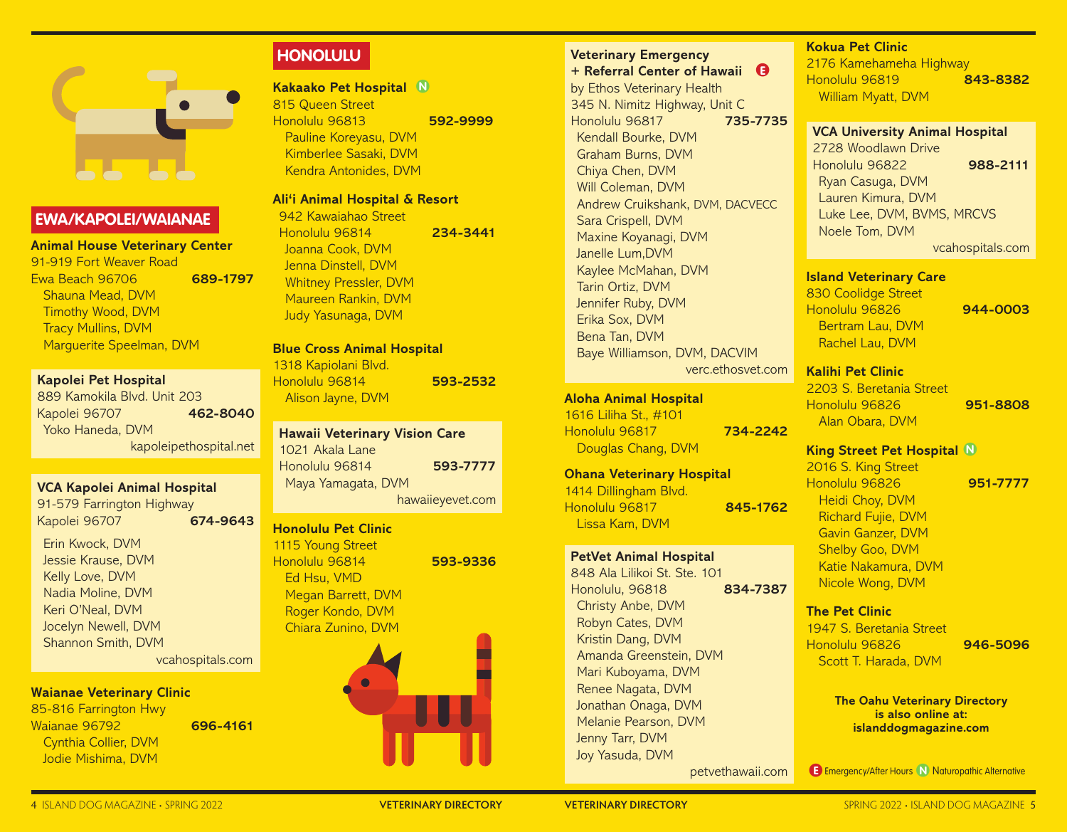## EWA/KAPOLEI/WAIANAE

**Animal House Veterinary Center**
91-919 Fort Weaver Road
Ewa Beach 96706 **689-1797**
Shauna Mead, DVM
Timothy Wood, DVM
Tracy Mullins, DVM
Marguerite Speelman, DVM

**Kapolei Pet Hospital**
889 Kamokila Blvd. Unit 203
Kapolei 96707 **462-8040**
Yoko Haneda, DVM
kapoleipethospital.net

**VCA Kapolei Animal Hospital**
91-579 Farrington Highway
Kapolei 96707 **674-9643**
Erin Kwock, DVM
Jessie Krause, DVM
Kelly Love, DVM
Nadia Moline, DVM
Keri O'Neal, DVM
Jocelyn Newell, DVM
Shannon Smith, DVM
vcahospitals.com

**Waianae Veterinary Clinic**
85-816 Farrington Hwy
Waianae 96792 **696-4161**
Cynthia Collier, DVM
Jodie Mishima, DVM

## HONOLULU

**Kakaako Pet Hospital** (N)
815 Queen Street
Honolulu 96813 **592-9999**
Pauline Koreyasu, DVM
Kimberlee Sasaki, DVM
Kendra Antonides, DVM

**Ali'i Animal Hospital & Resort**
942 Kawaiahao Street
Honolulu 96814 **234-3441**
Joanna Cook, DVM
Jenna Dinstell, DVM
Whitney Pressler, DVM
Maureen Rankin, DVM
Judy Yasunaga, DVM

**Blue Cross Animal Hospital**
1318 Kapiolani Blvd.
Honolulu 96814 **593-2532**
Alison Jayne, DVM

**Hawaii Veterinary Vision Care**
1021 Akala Lane
Honolulu 96814 **593-7777**
Maya Yamagata, DVM
hawaiieyevet.com

**Honolulu Pet Clinic**
1115 Young Street
Honolulu 96814 **593-9336**
Ed Hsu, VMD
Megan Barrett, DVM
Roger Kondo, DVM
Chiara Zunino, DVM

**Veterinary Emergency + Referral Center of Hawaii** (E)
by Ethos Veterinary Health
345 N. Nimitz Highway, Unit C
Honolulu 96817 **735-7735**
Kendall Bourke, DVM
Graham Burns, DVM
Chiya Chen, DVM
Will Coleman, DVM
Andrew Cruikshank, DVM, DACVECC
Sara Crispell, DVM
Maxine Koyanagi, DVM
Janelle Lum,DVM
Kaylee McMahan, DVM
Tarin Ortiz, DVM
Jennifer Ruby, DVM
Erika Sox, DVM
Bena Tan, DVM
Baye Williamson, DVM, DACVIM
verc.ethosvet.com

**Aloha Animal Hospital**
1616 Liliha St., #101
Honolulu 96817 **734-2242**
Douglas Chang, DVM

**Ohana Veterinary Hospital**
1414 Dillingham Blvd.
Honolulu 96817 **845-1762**
Lissa Kam, DVM

**PetVet Animal Hospital**
848 Ala Lilikoi St. Ste. 101
Honolulu, 96818 **834-7387**
Christy Anbe, DVM
Robyn Cates, DVM
Kristin Dang, DVM
Amanda Greenstein, DVM
Mari Kuboyama, DVM
Renee Nagata, DVM
Jonathan Onaga, DVM
Melanie Pearson, DVM
Jenny Tarr, DVM
Joy Yasuda, DVM
petvethawaii.com

**Kokua Pet Clinic**
2176 Kamehameha Highway
Honolulu 96819 **843-8382**
William Myatt, DVM

**VCA University Animal Hospital**
2728 Woodlawn Drive
Honolulu 96822 **988-2111**
Ryan Casuga, DVM
Lauren Kimura, DVM
Luke Lee, DVM, BVMS, MRCVS
Noele Tom, DVM
vcahospitals.com

**Island Veterinary Care**
830 Coolidge Street
Honolulu 96826 **944-0003**
Bertram Lau, DVM
Rachel Lau, DVM

**Kalihi Pet Clinic**
2203 S. Beretania Street
Honolulu 96826 **951-8808**
Alan Obara, DVM

**King Street Pet Hospital** (N)
2016 S. King Street
Honolulu 96826 **951-7777**
Heidi Choy, DVM
Richard Fujie, DVM
Gavin Ganzer, DVM
Shelby Goo, DVM
Katie Nakamura, DVM
Nicole Wong, DVM

**The Pet Clinic**
1947 S. Beretania Street
Honolulu 96826 **946-5096**
Scott T. Harada, DVM

**The Oahu Veterinary Directory is also online at: islanddogmagazine.com**

(E) Emergency/After Hours (N) Naturopathic Alternative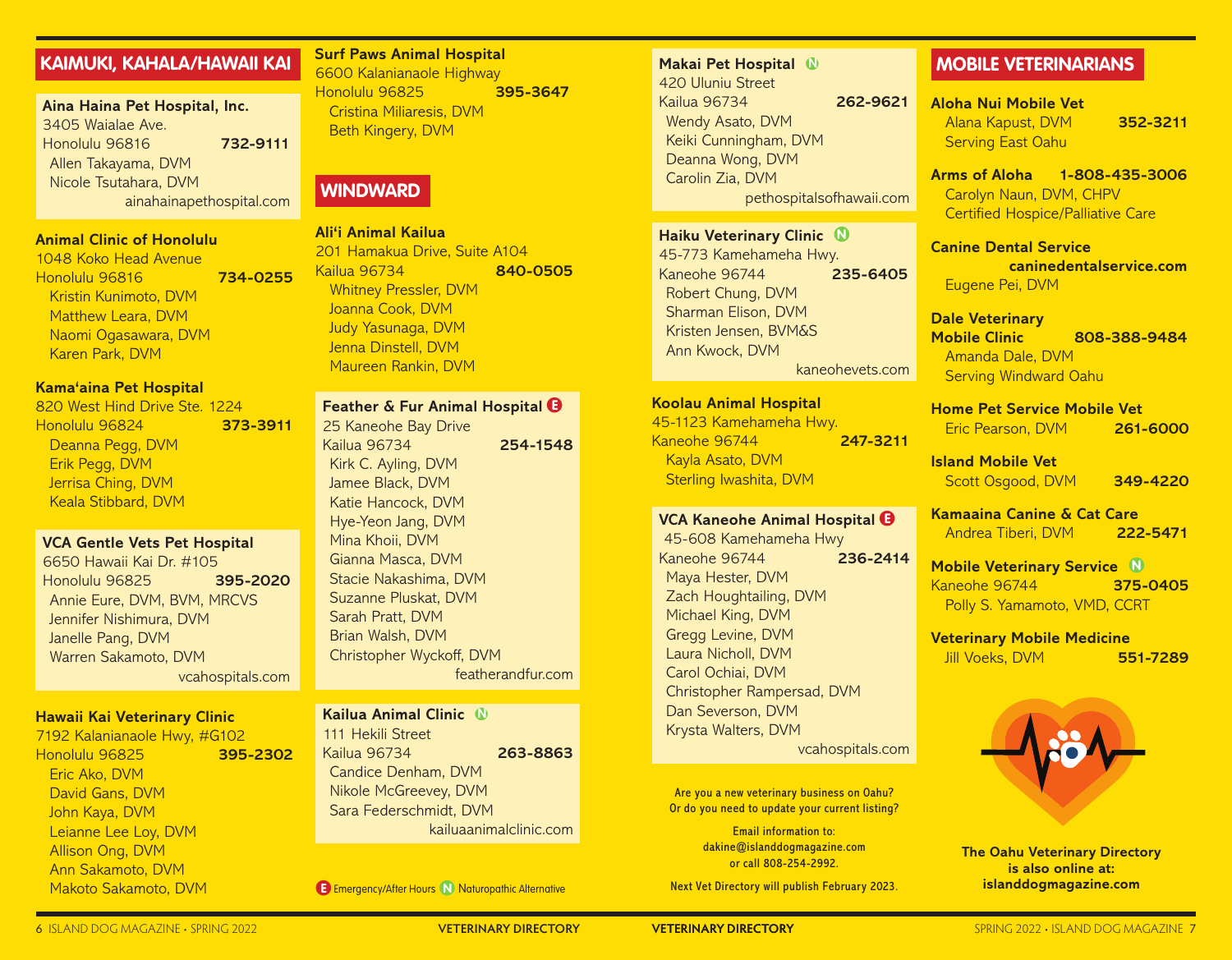## KAIMUKI, KAHALA/HAWAII KAI

**Aina Haina Pet Hospital, Inc.**
3405 Waialae Ave.
Honolulu 96816 **732-9111**
Allen Takayama, DVM
Nicole Tsutahara, DVM
ainahainapethospital.com

**Animal Clinic of Honolulu**
1048 Koko Head Avenue
Honolulu 96816 **734-0255**
Kristin Kunimoto, DVM
Matthew Leara, DVM
Naomi Ogasawara, DVM
Karen Park, DVM

**Kama'aina Pet Hospital**
820 West Hind Drive Ste. 1224
Honolulu 96824 **373-3911**
Deanna Pegg, DVM
Erik Pegg, DVM
Jerrisa Ching, DVM
Keala Stibbard, DVM

**VCA Gentle Vets Pet Hospital**
6650 Hawaii Kai Dr. #105
Honolulu 96825 **395-2020**
Annie Eure, DVM, BVM, MRCVS
Jennifer Nishimura, DVM
Janelle Pang, DVM
Warren Sakamoto, DVM
vcahospitals.com

**Hawaii Kai Veterinary Clinic**
7192 Kalanianaole Hwy, #G102
Honolulu 96825 **395-2302**
Eric Ako, DVM
David Gans, DVM
John Kaya, DVM
Leianne Lee Loy, DVM
Allison Ong, DVM
Ann Sakamoto, DVM
Makoto Sakamoto, DVM

**Surf Paws Animal Hospital**
6600 Kalanianaole Highway
Honolulu 96825 **395-3647**
Cristina Miliaresis, DVM
Beth Kingery, DVM

## WINDWARD

**Ali'i Animal Kailua**
201 Hamakua Drive, Suite A104
Kailua 96734 **840-0505**
Whitney Pressler, DVM
Joanna Cook, DVM
Judy Yasunaga, DVM
Jenna Dinstell, DVM
Maureen Rankin, DVM

**Feather & Fur Animal Hospital** (E)
25 Kaneohe Bay Drive
Kailua 96734 **254-1548**
Kirk C. Ayling, DVM
Jamee Black, DVM
Katie Hancock, DVM
Hye-Yeon Jang, DVM
Mina Khoii, DVM
Gianna Masca, DVM
Stacie Nakashima, DVM
Suzanne Pluskat, DVM
Sarah Pratt, DVM
Brian Walsh, DVM
Christopher Wyckoff, DVM
featherandfur.com

**Kailua Animal Clinic** (N)
111 Hekili Street
Kailua 96734 **263-8863**
Candice Denham, DVM
Nikole McGreevey, DVM
Sara Federschmidt, DVM
kailuaanimalclinic.com

(E) Emergency/After Hours (N) Naturopathic Alternative

**Makai Pet Hospital** (N)
420 Uluniu Street
Kailua 96734 **262-9621**
Wendy Asato, DVM
Keiki Cunningham, DVM
Deanna Wong, DVM
Carolin Zia, DVM
pethospitalsofhawaii.com

**Haiku Veterinary Clinic** (N)
45-773 Kamehameha Hwy.
Kaneohe 96744 **235-6405**
Robert Chung, DVM
Sharman Elison, DVM
Kristen Jensen, BVM&S
Ann Kwock, DVM
kaneohevets.com

**Koolau Animal Hospital**
45-1123 Kamehameha Hwy.
Kaneohe 96744 **247-3211**
Kayla Asato, DVM
Sterling Iwashita, DVM

**VCA Kaneohe Animal Hospital** (E)
45-608 Kamehameha Hwy
Kaneohe 96744 **236-2414**
Maya Hester, DVM
Zach Houghtailing, DVM
Michael King, DVM
Gregg Levine, DVM
Laura Nicholl, DVM
Carol Ochiai, DVM
Christopher Rampersad, DVM
Dan Severson, DVM
Krysta Walters, DVM
vcahospitals.com

Are you a new veterinary business on Oahu?
Or do you need to update your current listing?

Email information to:
dakine@islanddogmagazine.com
or call 808-254-2992.

Next Vet Directory will publish February 2023.

## MOBILE VETERINARIANS

**Aloha Nui Mobile Vet**
Alana Kapust, DVM **352-3211**
Serving East Oahu

**Arms of Aloha** **1-808-435-3006**
Carolyn Naun, DVM, CHPV
Certified Hospice/Palliative Care

**Canine Dental Service**
**caninedentalservice.com**
Eugene Pei, DVM

**Dale Veterinary Mobile Clinic** **808-388-9484**
Amanda Dale, DVM
Serving Windward Oahu

**Home Pet Service Mobile Vet**
Eric Pearson, DVM **261-6000**

**Island Mobile Vet**
Scott Osgood, DVM **349-4220**

**Kamaaina Canine & Cat Care**
Andrea Tiberi, DVM **222-5471**

**Mobile Veterinary Service** (N)
Kaneohe 96744 **375-0405**
Polly S. Yamamoto, VMD, CCRT

**Veterinary Mobile Medicine**
Jill Voeks, DVM **551-7289**

**The Oahu Veterinary Directory is also online at: islanddogmagazine.com**